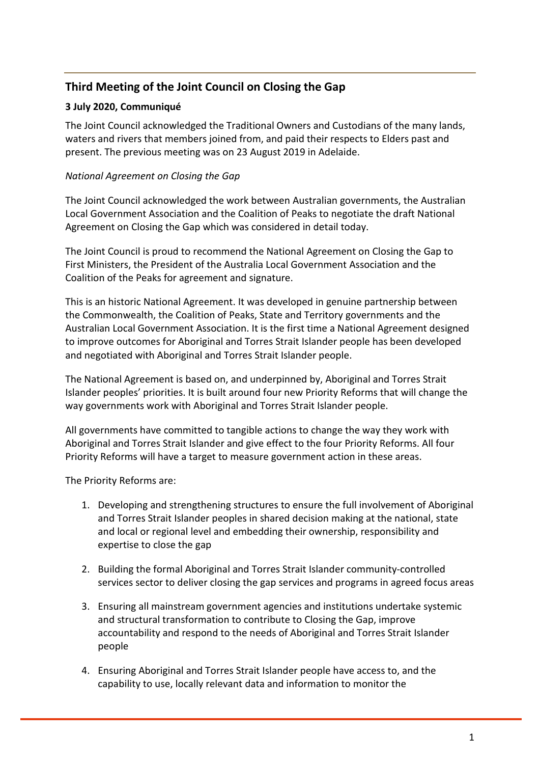## Third Meeting of the Joint Council on Closing the Gap

### 3 July 2020, Communiqué

The Joint Council acknowledged the Traditional Owners and Custodians of the many lands, waters and rivers that members joined from, and paid their respects to Elders past and present. The previous meeting was on 23 August 2019 in Adelaide.

*National Agreement on Closing the Gap*

The Joint Council acknowledged the work between Australian governments, the Australian Local Government Association and the Coalition of Peaks to negotiate the draft National Agreement on Closing the Gap which was considered in detail today.

The Joint Council is proud to recommend the National Agreement on Closing the Gap to First Ministers, the President of the Australia Local Government Association and the Coalition of the Peaks for agreement and signature.

This is an historic National Agreement. It was developed in genuine partnership between the Commonwealth, the Coalition of Peaks, State and Territory governments and the Australian Local Government Association. It is the first time a National Agreement designed to improve outcomes for Aboriginal and Torres Strait Islander people has been developed and negotiated with Aboriginal and Torres Strait Islander people.

The National Agreement is based on, and underpinned by, Aboriginal and Torres Strait Islander peoples' priorities. It is built around four new Priority Reforms that will change the way governments work with Aboriginal and Torres Strait Islander people.

All governments have committed to tangible actions to change the way they work with Aboriginal and Torres Strait Islander and give effect to the four Priority Reforms. All four Priority Reforms will have a target to measure government action in these areas.

The Priority Reforms are:

1. Developing and strengthening structures to ensure the full involvement of Aboriginal and Torres Strait Islander peoples in shared decision making at the national, state and local or regional level and embedding their ownership, responsibility and expertise to close the gap
2. Building the formal Aboriginal and Torres Strait Islander community-controlled services sector to deliver closing the gap services and programs in agreed focus areas
3. Ensuring all mainstream government agencies and institutions undertake systemic and structural transformation to contribute to Closing the Gap, improve accountability and respond to the needs of Aboriginal and Torres Strait Islander people
4. Ensuring Aboriginal and Torres Strait Islander people have access to, and the capability to use, locally relevant data and information to monitor the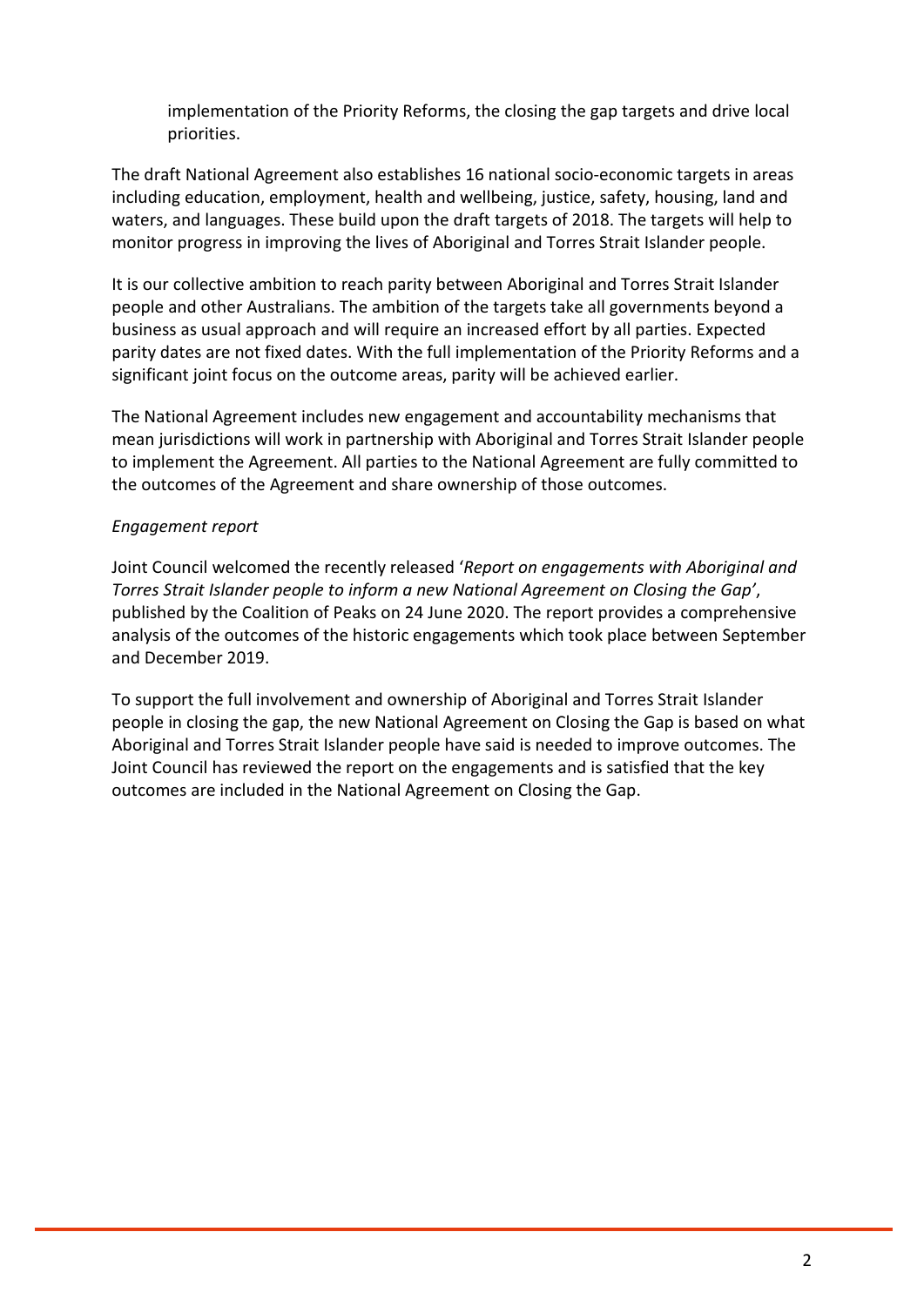implementation of the Priority Reforms, the closing the gap targets and drive local priorities.

The draft National Agreement also establishes 16 national socio-economic targets in areas including education, employment, health and wellbeing, justice, safety, housing, land and waters, and languages. These build upon the draft targets of 2018. The targets will help to monitor progress in improving the lives of Aboriginal and Torres Strait Islander people.

It is our collective ambition to reach parity between Aboriginal and Torres Strait Islander people and other Australians. The ambition of the targets take all governments beyond a business as usual approach and will require an increased effort by all parties. Expected parity dates are not fixed dates. With the full implementation of the Priority Reforms and a significant joint focus on the outcome areas, parity will be achieved earlier.

The National Agreement includes new engagement and accountability mechanisms that mean jurisdictions will work in partnership with Aboriginal and Torres Strait Islander people to implement the Agreement. All parties to the National Agreement are fully committed to the outcomes of the Agreement and share ownership of those outcomes.

*Engagement report*

Joint Council welcomed the recently released '*Report on engagements with Aboriginal and Torres Strait Islander people to inform a new National Agreement on Closing the Gap*', published by the Coalition of Peaks on 24 June 2020. The report provides a comprehensive analysis of the outcomes of the historic engagements which took place between September and December 2019.

To support the full involvement and ownership of Aboriginal and Torres Strait Islander people in closing the gap, the new National Agreement on Closing the Gap is based on what Aboriginal and Torres Strait Islander people have said is needed to improve outcomes. The Joint Council has reviewed the report on the engagements and is satisfied that the key outcomes are included in the National Agreement on Closing the Gap.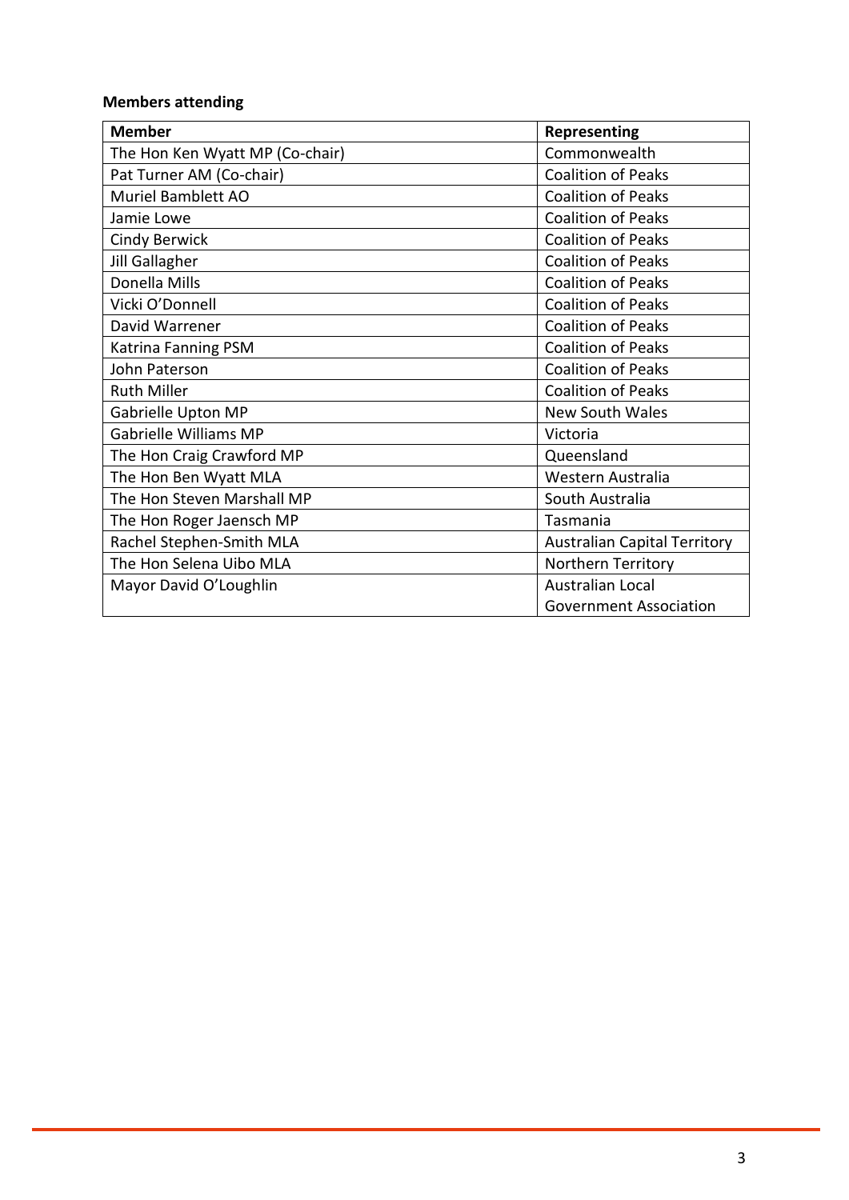**Members attending**

| Member | Representing |
|---|---|
| The Hon Ken Wyatt MP (Co-chair) | Commonwealth |
| Pat Turner AM (Co-chair) | Coalition of Peaks |
| Muriel Bamblett AO | Coalition of Peaks |
| Jamie Lowe | Coalition of Peaks |
| Cindy Berwick | Coalition of Peaks |
| Jill Gallagher | Coalition of Peaks |
| Donella Mills | Coalition of Peaks |
| Vicki O'Donnell | Coalition of Peaks |
| David Warrener | Coalition of Peaks |
| Katrina Fanning PSM | Coalition of Peaks |
| John Paterson | Coalition of Peaks |
| Ruth Miller | Coalition of Peaks |
| Gabrielle Upton MP | New South Wales |
| Gabrielle Williams MP | Victoria |
| The Hon Craig Crawford MP | Queensland |
| The Hon Ben Wyatt MLA | Western Australia |
| The Hon Steven Marshall MP | South Australia |
| The Hon Roger Jaensch MP | Tasmania |
| Rachel Stephen-Smith MLA | Australian Capital Territory |
| The Hon Selena Uibo MLA | Northern Territory |
| Mayor David O'Loughlin | Australian Local Government Association |